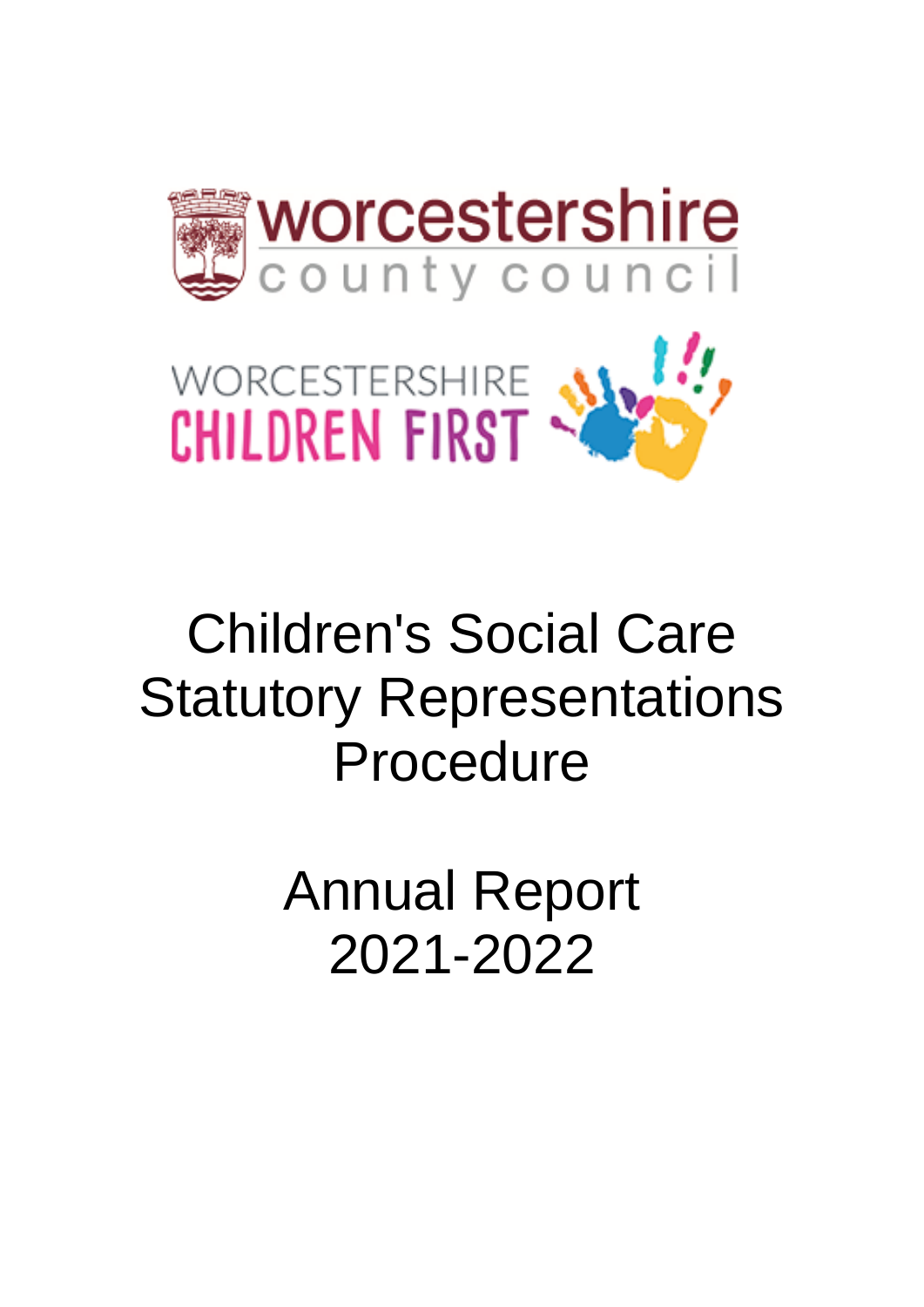worcestershire county council

WORCESTERSHIRE CHILDREN FIRST

# Children's Social Care Statutory Representations Procedure

# Annual Report 2021-2022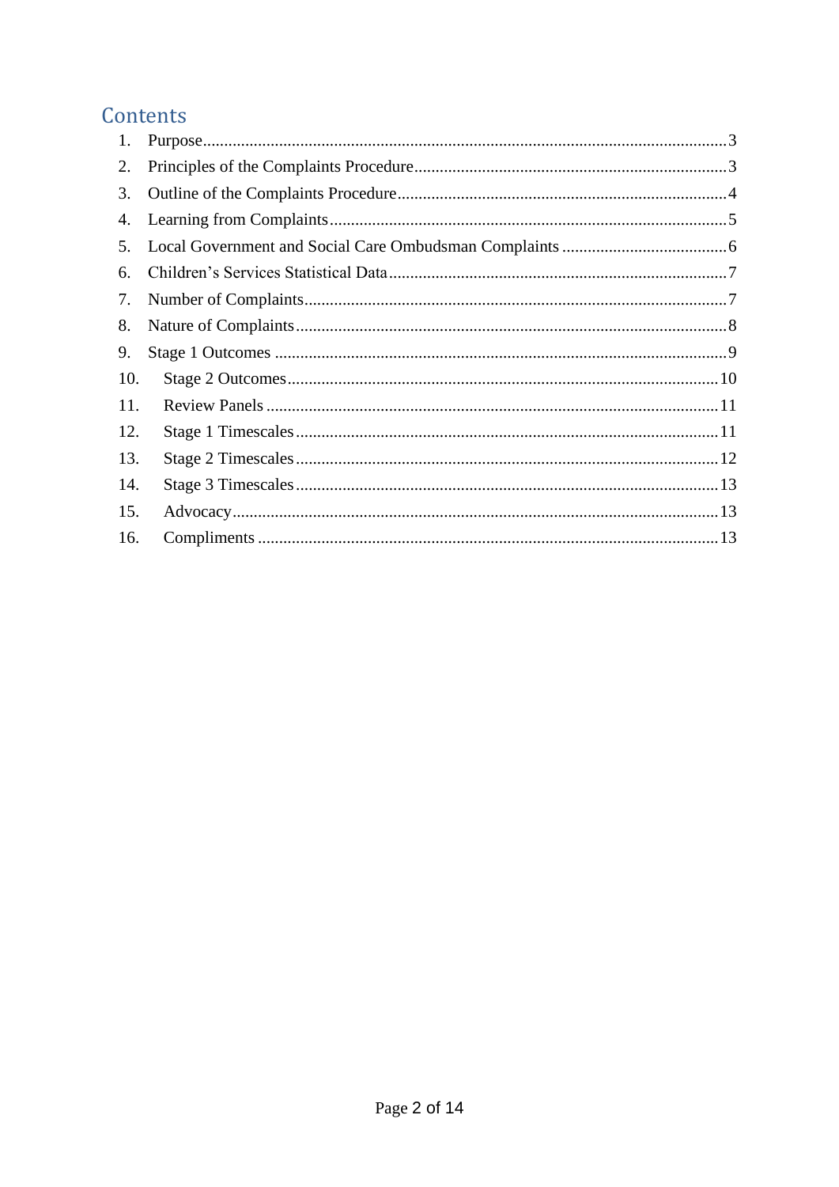# Contents

1. Purpose ........ 3
2. Principles of the Complaints Procedure ........ 3
3. Outline of the Complaints Procedure ........ 4
4. Learning from Complaints ........ 5
5. Local Government and Social Care Ombudsman Complaints ........ 6
6. Children's Services Statistical Data ........ 7
7. Number of Complaints ........ 7
8. Nature of Complaints ........ 8
9. Stage 1 Outcomes ........ 9
10. Stage 2 Outcomes ........ 10
11. Review Panels ........ 11
12. Stage 1 Timescales ........ 11
13. Stage 2 Timescales ........ 12
14. Stage 3 Timescales ........ 13
15. Advocacy ........ 13
16. Compliments ........ 13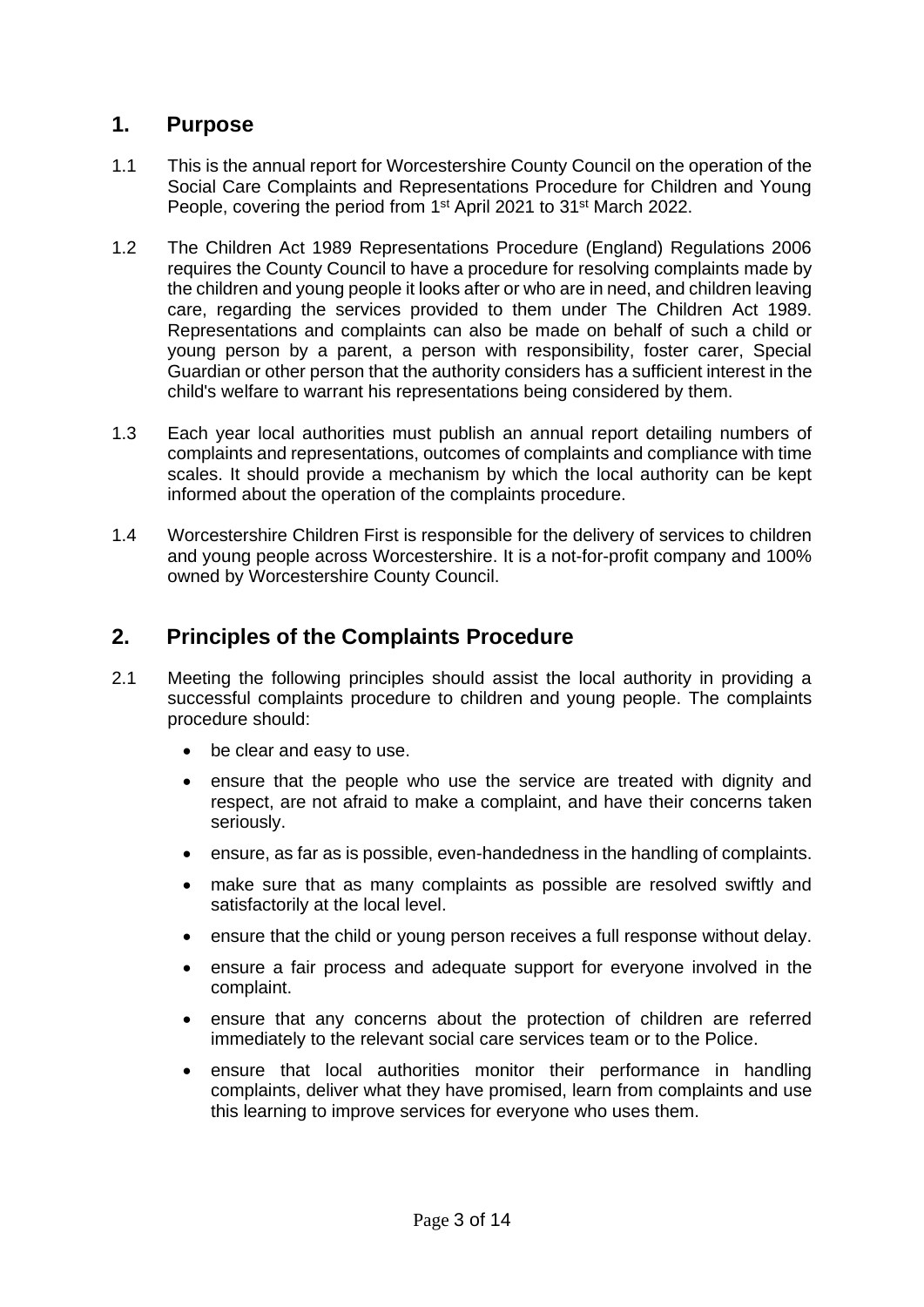## 1. Purpose

1.1 This is the annual report for Worcestershire County Council on the operation of the Social Care Complaints and Representations Procedure for Children and Young People, covering the period from 1st April 2021 to 31st March 2022.

1.2 The Children Act 1989 Representations Procedure (England) Regulations 2006 requires the County Council to have a procedure for resolving complaints made by the children and young people it looks after or who are in need, and children leaving care, regarding the services provided to them under The Children Act 1989. Representations and complaints can also be made on behalf of such a child or young person by a parent, a person with responsibility, foster carer, Special Guardian or other person that the authority considers has a sufficient interest in the child's welfare to warrant his representations being considered by them.

1.3 Each year local authorities must publish an annual report detailing numbers of complaints and representations, outcomes of complaints and compliance with time scales. It should provide a mechanism by which the local authority can be kept informed about the operation of the complaints procedure.

1.4 Worcestershire Children First is responsible for the delivery of services to children and young people across Worcestershire. It is a not-for-profit company and 100% owned by Worcestershire County Council.

## 2. Principles of the Complaints Procedure

2.1 Meeting the following principles should assist the local authority in providing a successful complaints procedure to children and young people. The complaints procedure should:

- be clear and easy to use.
- ensure that the people who use the service are treated with dignity and respect, are not afraid to make a complaint, and have their concerns taken seriously.
- ensure, as far as is possible, even-handedness in the handling of complaints.
- make sure that as many complaints as possible are resolved swiftly and satisfactorily at the local level.
- ensure that the child or young person receives a full response without delay.
- ensure a fair process and adequate support for everyone involved in the complaint.
- ensure that any concerns about the protection of children are referred immediately to the relevant social care services team or to the Police.
- ensure that local authorities monitor their performance in handling complaints, deliver what they have promised, learn from complaints and use this learning to improve services for everyone who uses them.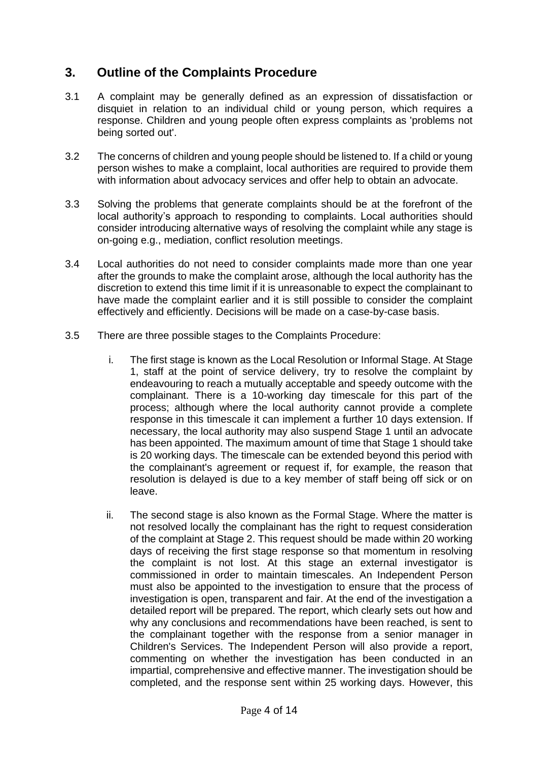## 3. Outline of the Complaints Procedure

3.1 A complaint may be generally defined as an expression of dissatisfaction or disquiet in relation to an individual child or young person, which requires a response. Children and young people often express complaints as 'problems not being sorted out'.

3.2 The concerns of children and young people should be listened to. If a child or young person wishes to make a complaint, local authorities are required to provide them with information about advocacy services and offer help to obtain an advocate.

3.3 Solving the problems that generate complaints should be at the forefront of the local authority's approach to responding to complaints. Local authorities should consider introducing alternative ways of resolving the complaint while any stage is on-going e.g., mediation, conflict resolution meetings.

3.4 Local authorities do not need to consider complaints made more than one year after the grounds to make the complaint arose, although the local authority has the discretion to extend this time limit if it is unreasonable to expect the complainant to have made the complaint earlier and it is still possible to consider the complaint effectively and efficiently. Decisions will be made on a case-by-case basis.

3.5 There are three possible stages to the Complaints Procedure:

i. The first stage is known as the Local Resolution or Informal Stage. At Stage 1, staff at the point of service delivery, try to resolve the complaint by endeavouring to reach a mutually acceptable and speedy outcome with the complainant. There is a 10-working day timescale for this part of the process; although where the local authority cannot provide a complete response in this timescale it can implement a further 10 days extension. If necessary, the local authority may also suspend Stage 1 until an advocate has been appointed. The maximum amount of time that Stage 1 should take is 20 working days. The timescale can be extended beyond this period with the complainant's agreement or request if, for example, the reason that resolution is delayed is due to a key member of staff being off sick or on leave.

ii. The second stage is also known as the Formal Stage. Where the matter is not resolved locally the complainant has the right to request consideration of the complaint at Stage 2. This request should be made within 20 working days of receiving the first stage response so that momentum in resolving the complaint is not lost. At this stage an external investigator is commissioned in order to maintain timescales. An Independent Person must also be appointed to the investigation to ensure that the process of investigation is open, transparent and fair. At the end of the investigation a detailed report will be prepared. The report, which clearly sets out how and why any conclusions and recommendations have been reached, is sent to the complainant together with the response from a senior manager in Children's Services. The Independent Person will also provide a report, commenting on whether the investigation has been conducted in an impartial, comprehensive and effective manner. The investigation should be completed, and the response sent within 25 working days. However, this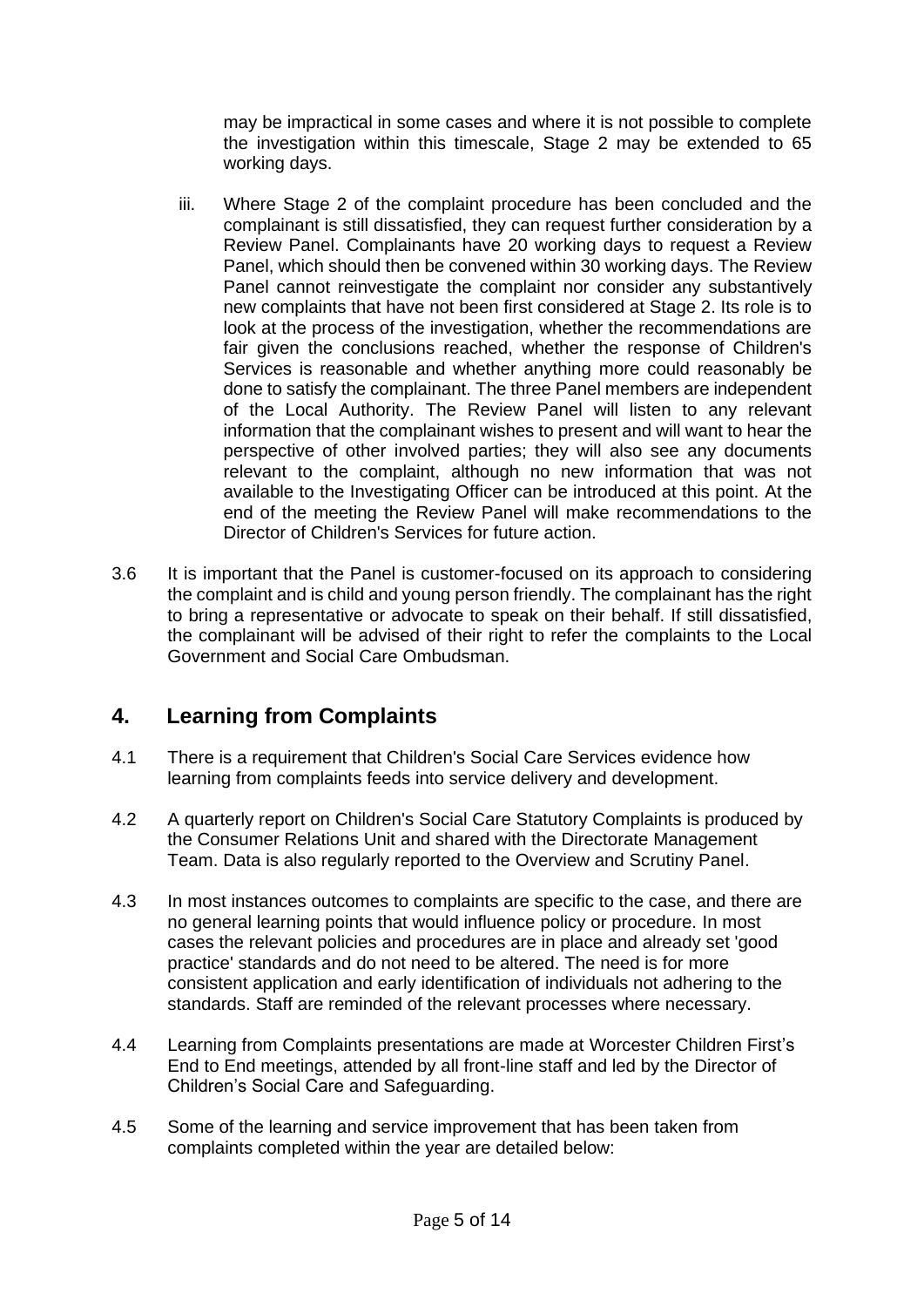may be impractical in some cases and where it is not possible to complete the investigation within this timescale, Stage 2 may be extended to 65 working days.

iii. Where Stage 2 of the complaint procedure has been concluded and the complainant is still dissatisfied, they can request further consideration by a Review Panel. Complainants have 20 working days to request a Review Panel, which should then be convened within 30 working days. The Review Panel cannot reinvestigate the complaint nor consider any substantively new complaints that have not been first considered at Stage 2. Its role is to look at the process of the investigation, whether the recommendations are fair given the conclusions reached, whether the response of Children's Services is reasonable and whether anything more could reasonably be done to satisfy the complainant. The three Panel members are independent of the Local Authority. The Review Panel will listen to any relevant information that the complainant wishes to present and will want to hear the perspective of other involved parties; they will also see any documents relevant to the complaint, although no new information that was not available to the Investigating Officer can be introduced at this point. At the end of the meeting the Review Panel will make recommendations to the Director of Children's Services for future action.

3.6 It is important that the Panel is customer-focused on its approach to considering the complaint and is child and young person friendly. The complainant has the right to bring a representative or advocate to speak on their behalf. If still dissatisfied, the complainant will be advised of their right to refer the complaints to the Local Government and Social Care Ombudsman.

## 4. Learning from Complaints

4.1 There is a requirement that Children's Social Care Services evidence how learning from complaints feeds into service delivery and development.

4.2 A quarterly report on Children's Social Care Statutory Complaints is produced by the Consumer Relations Unit and shared with the Directorate Management Team. Data is also regularly reported to the Overview and Scrutiny Panel.

4.3 In most instances outcomes to complaints are specific to the case, and there are no general learning points that would influence policy or procedure. In most cases the relevant policies and procedures are in place and already set 'good practice' standards and do not need to be altered. The need is for more consistent application and early identification of individuals not adhering to the standards. Staff are reminded of the relevant processes where necessary.

4.4 Learning from Complaints presentations are made at Worcester Children First's End to End meetings, attended by all front-line staff and led by the Director of Children's Social Care and Safeguarding.

4.5 Some of the learning and service improvement that has been taken from complaints completed within the year are detailed below: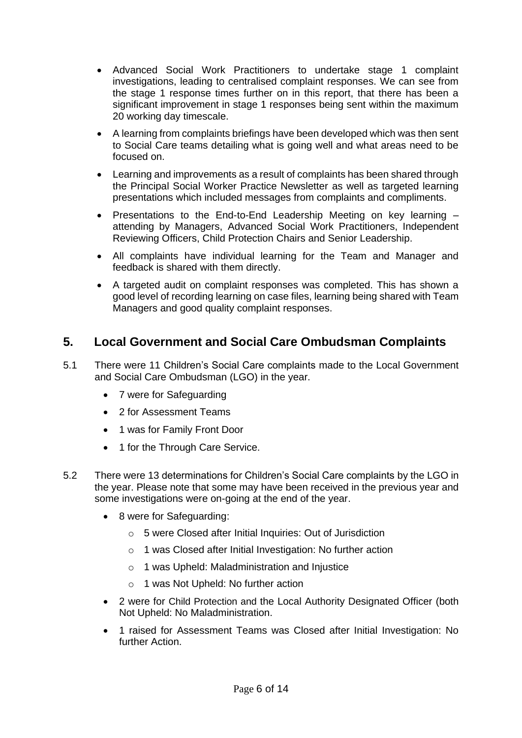- Advanced Social Work Practitioners to undertake stage 1 complaint investigations, leading to centralised complaint responses. We can see from the stage 1 response times further on in this report, that there has been a significant improvement in stage 1 responses being sent within the maximum 20 working day timescale.
- A learning from complaints briefings have been developed which was then sent to Social Care teams detailing what is going well and what areas need to be focused on.
- Learning and improvements as a result of complaints has been shared through the Principal Social Worker Practice Newsletter as well as targeted learning presentations which included messages from complaints and compliments.
- Presentations to the End-to-End Leadership Meeting on key learning – attending by Managers, Advanced Social Work Practitioners, Independent Reviewing Officers, Child Protection Chairs and Senior Leadership.
- All complaints have individual learning for the Team and Manager and feedback is shared with them directly.
- A targeted audit on complaint responses was completed. This has shown a good level of recording learning on case files, learning being shared with Team Managers and good quality complaint responses.

## 5. Local Government and Social Care Ombudsman Complaints

5.1 There were 11 Children's Social Care complaints made to the Local Government and Social Care Ombudsman (LGO) in the year.

- 7 were for Safeguarding
- 2 for Assessment Teams
- 1 was for Family Front Door
- 1 for the Through Care Service.

5.2 There were 13 determinations for Children's Social Care complaints by the LGO in the year. Please note that some may have been received in the previous year and some investigations were on-going at the end of the year.

- 8 were for Safeguarding:
  - 5 were Closed after Initial Inquiries: Out of Jurisdiction
  - 1 was Closed after Initial Investigation: No further action
  - 1 was Upheld: Maladministration and Injustice
  - 1 was Not Upheld: No further action
- 2 were for Child Protection and the Local Authority Designated Officer (both Not Upheld: No Maladministration.
- 1 raised for Assessment Teams was Closed after Initial Investigation: No further Action.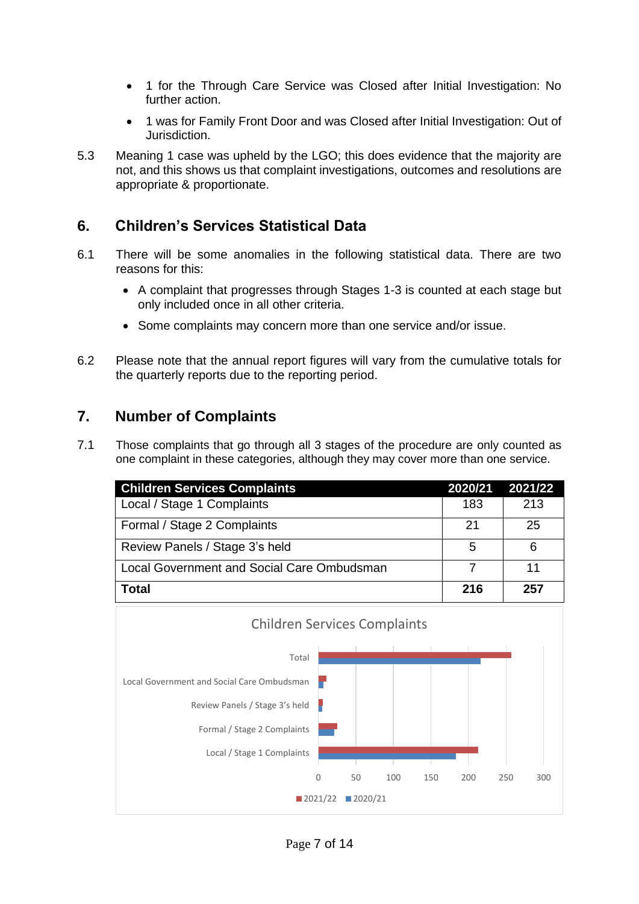- 1 for the Through Care Service was Closed after Initial Investigation: No further action.
- 1 was for Family Front Door and was Closed after Initial Investigation: Out of Jurisdiction.

5.3 Meaning 1 case was upheld by the LGO; this does evidence that the majority are not, and this shows us that complaint investigations, outcomes and resolutions are appropriate & proportionate.

## 6. Children's Services Statistical Data

6.1 There will be some anomalies in the following statistical data. There are two reasons for this:

- A complaint that progresses through Stages 1-3 is counted at each stage but only included once in all other criteria.
- Some complaints may concern more than one service and/or issue.

6.2 Please note that the annual report figures will vary from the cumulative totals for the quarterly reports due to the reporting period.

## 7. Number of Complaints

7.1 Those complaints that go through all 3 stages of the procedure are only counted as one complaint in these categories, although they may cover more than one service.

| Children Services Complaints | 2020/21 | 2021/22 |
|---|---|---|
| Local / Stage 1 Complaints | 183 | 213 |
| Formal / Stage 2 Complaints | 21 | 25 |
| Review Panels / Stage 3's held | 5 | 6 |
| Local Government and Social Care Ombudsman | 7 | 11 |
| **Total** | **216** | **257** |

Children Services Complaints

| | 2021/22 | 2020/21 |
|---|---|---|
| Total | 257 | 216 |
| Local Government and Social Care Ombudsman | 11 | 7 |
| Review Panels / Stage 3's held | 6 | 5 |
| Formal / Stage 2 Complaints | 25 | 21 |
| Local / Stage 1 Complaints | 213 | 183 |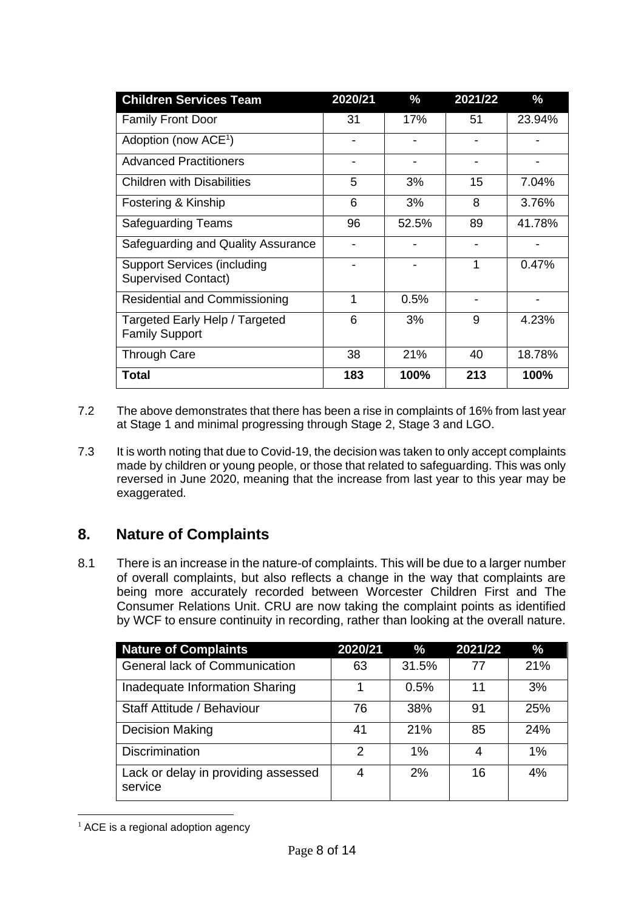| Children Services Team | 2020/21 | % | 2021/22 | % |
|---|---|---|---|---|
| Family Front Door | 31 | 17% | 51 | 23.94% |
| Adoption (now ACE[1]) | - | - | - | - |
| Advanced Practitioners | - | - | - | - |
| Children with Disabilities | 5 | 3% | 15 | 7.04% |
| Fostering & Kinship | 6 | 3% | 8 | 3.76% |
| Safeguarding Teams | 96 | 52.5% | 89 | 41.78% |
| Safeguarding and Quality Assurance | - | - | - | - |
| Support Services (including Supervised Contact) | - | - | 1 | 0.47% |
| Residential and Commissioning | 1 | 0.5% | - | - |
| Targeted Early Help / Targeted Family Support | 6 | 3% | 9 | 4.23% |
| Through Care | 38 | 21% | 40 | 18.78% |
| **Total** | **183** | **100%** | **213** | **100%** |

7.2 The above demonstrates that there has been a rise in complaints of 16% from last year at Stage 1 and minimal progressing through Stage 2, Stage 3 and LGO.

7.3 It is worth noting that due to Covid-19, the decision was taken to only accept complaints made by children or young people, or those that related to safeguarding. This was only reversed in June 2020, meaning that the increase from last year to this year may be exaggerated.

## 8. Nature of Complaints

8.1 There is an increase in the nature-of complaints. This will be due to a larger number of overall complaints, but also reflects a change in the way that complaints are being more accurately recorded between Worcester Children First and The Consumer Relations Unit. CRU are now taking the complaint points as identified by WCF to ensure continuity in recording, rather than looking at the overall nature.

| Nature of Complaints | 2020/21 | % | 2021/22 | % |
|---|---|---|---|---|
| General lack of Communication | 63 | 31.5% | 77 | 21% |
| Inadequate Information Sharing | 1 | 0.5% | 11 | 3% |
| Staff Attitude / Behaviour | 76 | 38% | 91 | 25% |
| Decision Making | 41 | 21% | 85 | 24% |
| Discrimination | 2 | 1% | 4 | 1% |
| Lack or delay in providing assessed service | 4 | 2% | 16 | 4% |

[1] ACE is a regional adoption agency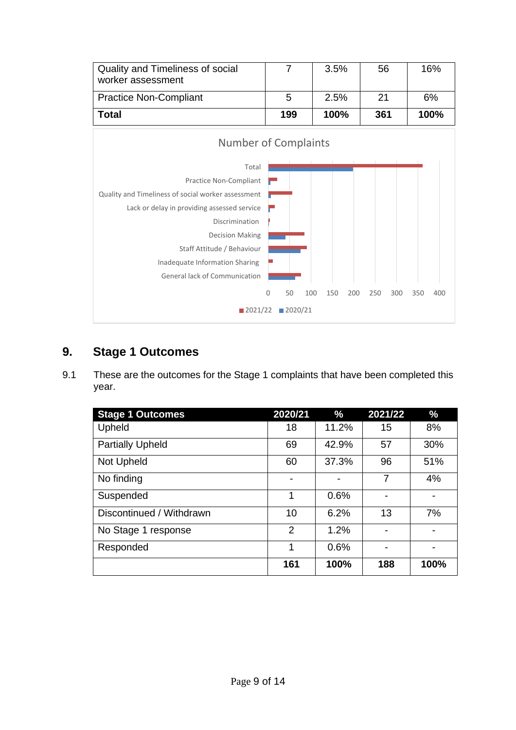| | | | | |
|---|---|---|---|---|
| Quality and Timeliness of social worker assessment | 7 | 3.5% | 56 | 16% |
| Practice Non-Compliant | 5 | 2.5% | 21 | 6% |
| **Total** | **199** | **100%** | **361** | **100%** |

Number of Complaints

| Category | 2021/22 | 2020/21 |
|---|---|---|
| Total | 361 | 199 |
| Practice Non-Compliant | 21 | 5 |
| Quality and Timeliness of social worker assessment | 56 | 7 |
| Lack or delay in providing assessed service | | |
| Discrimination | | |
| Decision Making | | |
| Staff Attitude / Behaviour | | |
| Inadequate Information Sharing | | |
| General lack of Communication | | |

## 9. Stage 1 Outcomes

9.1 These are the outcomes for the Stage 1 complaints that have been completed this year.

| Stage 1 Outcomes | 2020/21 | % | 2021/22 | % |
|---|---|---|---|---|
| Upheld | 18 | 11.2% | 15 | 8% |
| Partially Upheld | 69 | 42.9% | 57 | 30% |
| Not Upheld | 60 | 37.3% | 96 | 51% |
| No finding | - | - | 7 | 4% |
| Suspended | 1 | 0.6% | - | - |
| Discontinued / Withdrawn | 10 | 6.2% | 13 | 7% |
| No Stage 1 response | 2 | 1.2% | - | - |
| Responded | 1 | 0.6% | - | - |
| | **161** | **100%** | **188** | **100%** |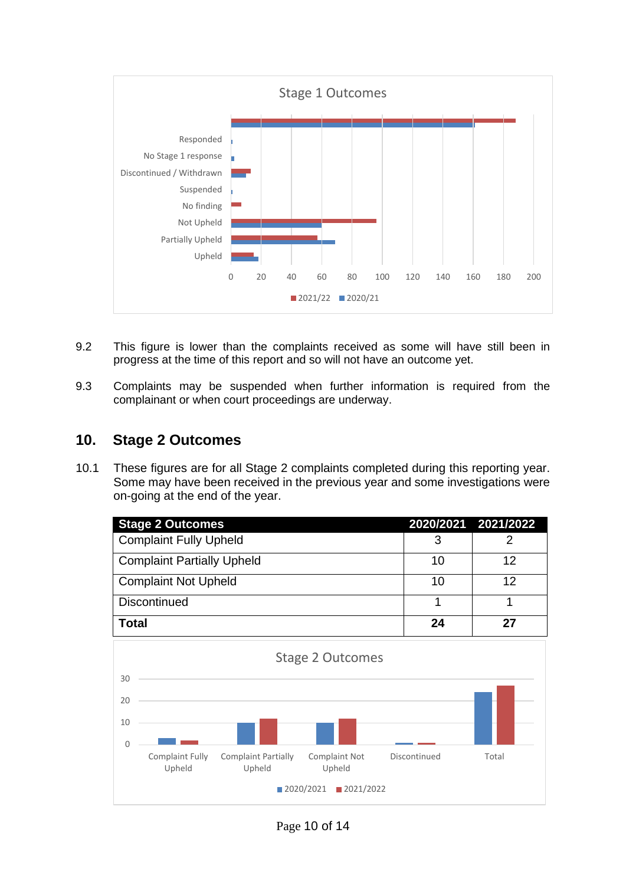9.2 This figure is lower than the complaints received as some will have still been in progress at the time of this report and so will not have an outcome yet.

9.3 Complaints may be suspended when further information is required from the complainant or when court proceedings are underway.

## 10. Stage 2 Outcomes

10.1 These figures are for all Stage 2 complaints completed during this reporting year. Some may have been received in the previous year and some investigations were on-going at the end of the year.

| Stage 2 Outcomes | 2020/2021 | 2021/2022 |
|---|---|---|
| Complaint Fully Upheld | 3 | 2 |
| Complaint Partially Upheld | 10 | 12 |
| Complaint Not Upheld | 10 | 12 |
| Discontinued | 1 | 1 |
| **Total** | **24** | **27** |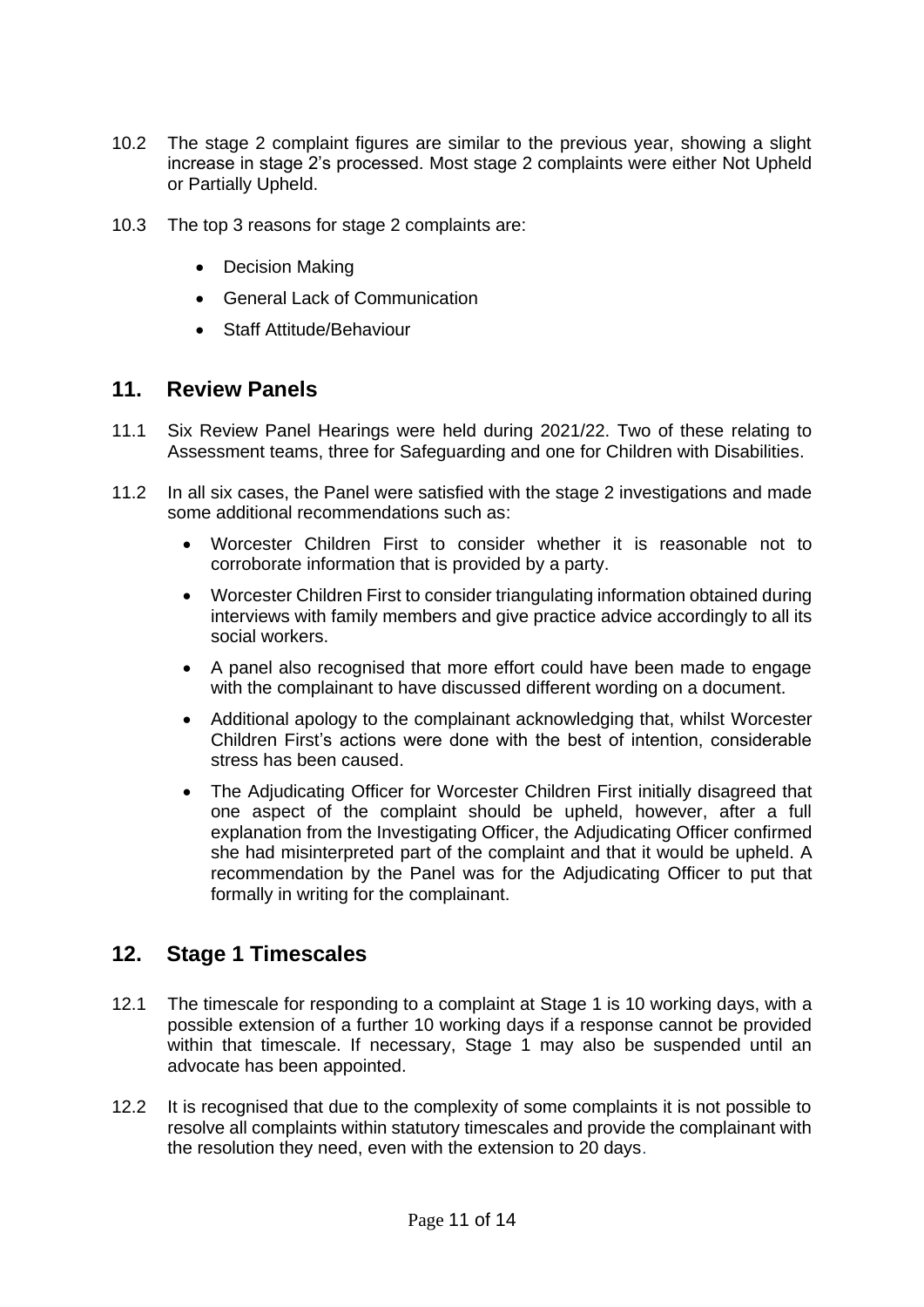10.2 The stage 2 complaint figures are similar to the previous year, showing a slight increase in stage 2's processed. Most stage 2 complaints were either Not Upheld or Partially Upheld.

10.3 The top 3 reasons for stage 2 complaints are:

- Decision Making
- General Lack of Communication
- Staff Attitude/Behaviour

## 11. Review Panels

11.1 Six Review Panel Hearings were held during 2021/22. Two of these relating to Assessment teams, three for Safeguarding and one for Children with Disabilities.

11.2 In all six cases, the Panel were satisfied with the stage 2 investigations and made some additional recommendations such as:

- Worcester Children First to consider whether it is reasonable not to corroborate information that is provided by a party.
- Worcester Children First to consider triangulating information obtained during interviews with family members and give practice advice accordingly to all its social workers.
- A panel also recognised that more effort could have been made to engage with the complainant to have discussed different wording on a document.
- Additional apology to the complainant acknowledging that, whilst Worcester Children First's actions were done with the best of intention, considerable stress has been caused.
- The Adjudicating Officer for Worcester Children First initially disagreed that one aspect of the complaint should be upheld, however, after a full explanation from the Investigating Officer, the Adjudicating Officer confirmed she had misinterpreted part of the complaint and that it would be upheld. A recommendation by the Panel was for the Adjudicating Officer to put that formally in writing for the complainant.

## 12. Stage 1 Timescales

12.1 The timescale for responding to a complaint at Stage 1 is 10 working days, with a possible extension of a further 10 working days if a response cannot be provided within that timescale. If necessary, Stage 1 may also be suspended until an advocate has been appointed.

12.2 It is recognised that due to the complexity of some complaints it is not possible to resolve all complaints within statutory timescales and provide the complainant with the resolution they need, even with the extension to 20 days.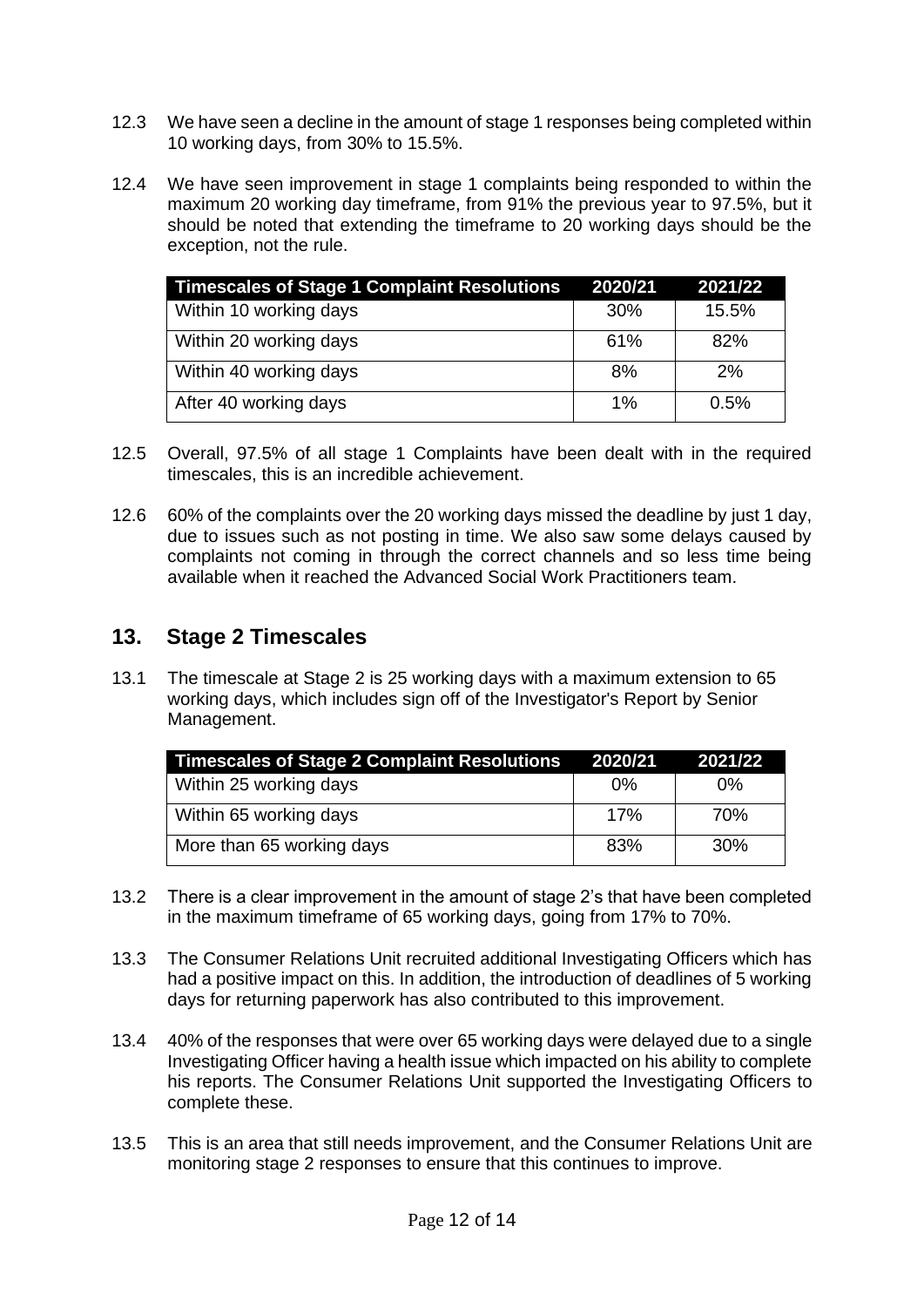12.3 We have seen a decline in the amount of stage 1 responses being completed within 10 working days, from 30% to 15.5%.

12.4 We have seen improvement in stage 1 complaints being responded to within the maximum 20 working day timeframe, from 91% the previous year to 97.5%, but it should be noted that extending the timeframe to 20 working days should be the exception, not the rule.

| Timescales of Stage 1 Complaint Resolutions | 2020/21 | 2021/22 |
| --- | --- | --- |
| Within 10 working days | 30% | 15.5% |
| Within 20 working days | 61% | 82% |
| Within 40 working days | 8% | 2% |
| After 40 working days | 1% | 0.5% |

12.5 Overall, 97.5% of all stage 1 Complaints have been dealt with in the required timescales, this is an incredible achievement.

12.6 60% of the complaints over the 20 working days missed the deadline by just 1 day, due to issues such as not posting in time. We also saw some delays caused by complaints not coming in through the correct channels and so less time being available when it reached the Advanced Social Work Practitioners team.

## 13. Stage 2 Timescales

13.1 The timescale at Stage 2 is 25 working days with a maximum extension to 65 working days, which includes sign off of the Investigator's Report by Senior Management.

| Timescales of Stage 2 Complaint Resolutions | 2020/21 | 2021/22 |
| --- | --- | --- |
| Within 25 working days | 0% | 0% |
| Within 65 working days | 17% | 70% |
| More than 65 working days | 83% | 30% |

13.2 There is a clear improvement in the amount of stage 2's that have been completed in the maximum timeframe of 65 working days, going from 17% to 70%.

13.3 The Consumer Relations Unit recruited additional Investigating Officers which has had a positive impact on this. In addition, the introduction of deadlines of 5 working days for returning paperwork has also contributed to this improvement.

13.4 40% of the responses that were over 65 working days were delayed due to a single Investigating Officer having a health issue which impacted on his ability to complete his reports. The Consumer Relations Unit supported the Investigating Officers to complete these.

13.5 This is an area that still needs improvement, and the Consumer Relations Unit are monitoring stage 2 responses to ensure that this continues to improve.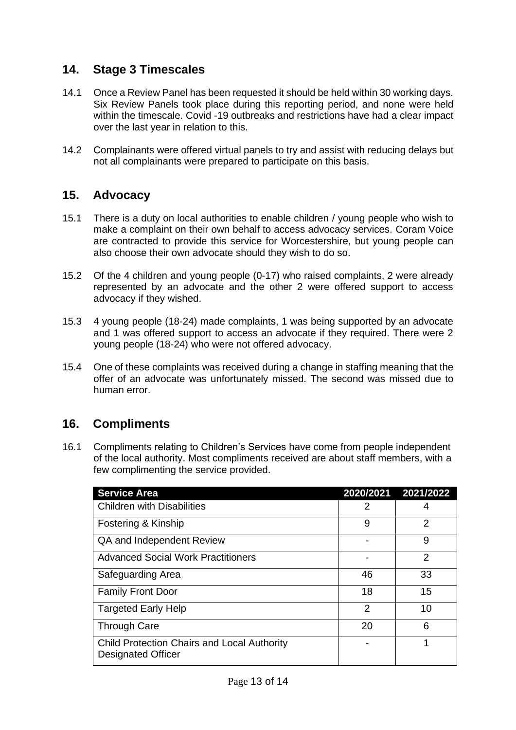## 14. Stage 3 Timescales

14.1 Once a Review Panel has been requested it should be held within 30 working days. Six Review Panels took place during this reporting period, and none were held within the timescale. Covid -19 outbreaks and restrictions have had a clear impact over the last year in relation to this.

14.2 Complainants were offered virtual panels to try and assist with reducing delays but not all complainants were prepared to participate on this basis.

## 15. Advocacy

15.1 There is a duty on local authorities to enable children / young people who wish to make a complaint on their own behalf to access advocacy services. Coram Voice are contracted to provide this service for Worcestershire, but young people can also choose their own advocate should they wish to do so.

15.2 Of the 4 children and young people (0-17) who raised complaints, 2 were already represented by an advocate and the other 2 were offered support to access advocacy if they wished.

15.3 4 young people (18-24) made complaints, 1 was being supported by an advocate and 1 was offered support to access an advocate if they required. There were 2 young people (18-24) who were not offered advocacy.

15.4 One of these complaints was received during a change in staffing meaning that the offer of an advocate was unfortunately missed. The second was missed due to human error.

## 16. Compliments

16.1 Compliments relating to Children's Services have come from people independent of the local authority. Most compliments received are about staff members, with a few complimenting the service provided.

| Service Area | 2020/2021 | 2021/2022 |
| --- | --- | --- |
| Children with Disabilities | 2 | 4 |
| Fostering & Kinship | 9 | 2 |
| QA and Independent Review | - | 9 |
| Advanced Social Work Practitioners | - | 2 |
| Safeguarding Area | 46 | 33 |
| Family Front Door | 18 | 15 |
| Targeted Early Help | 2 | 10 |
| Through Care | 20 | 6 |
| Child Protection Chairs and Local Authority Designated Officer | - | 1 |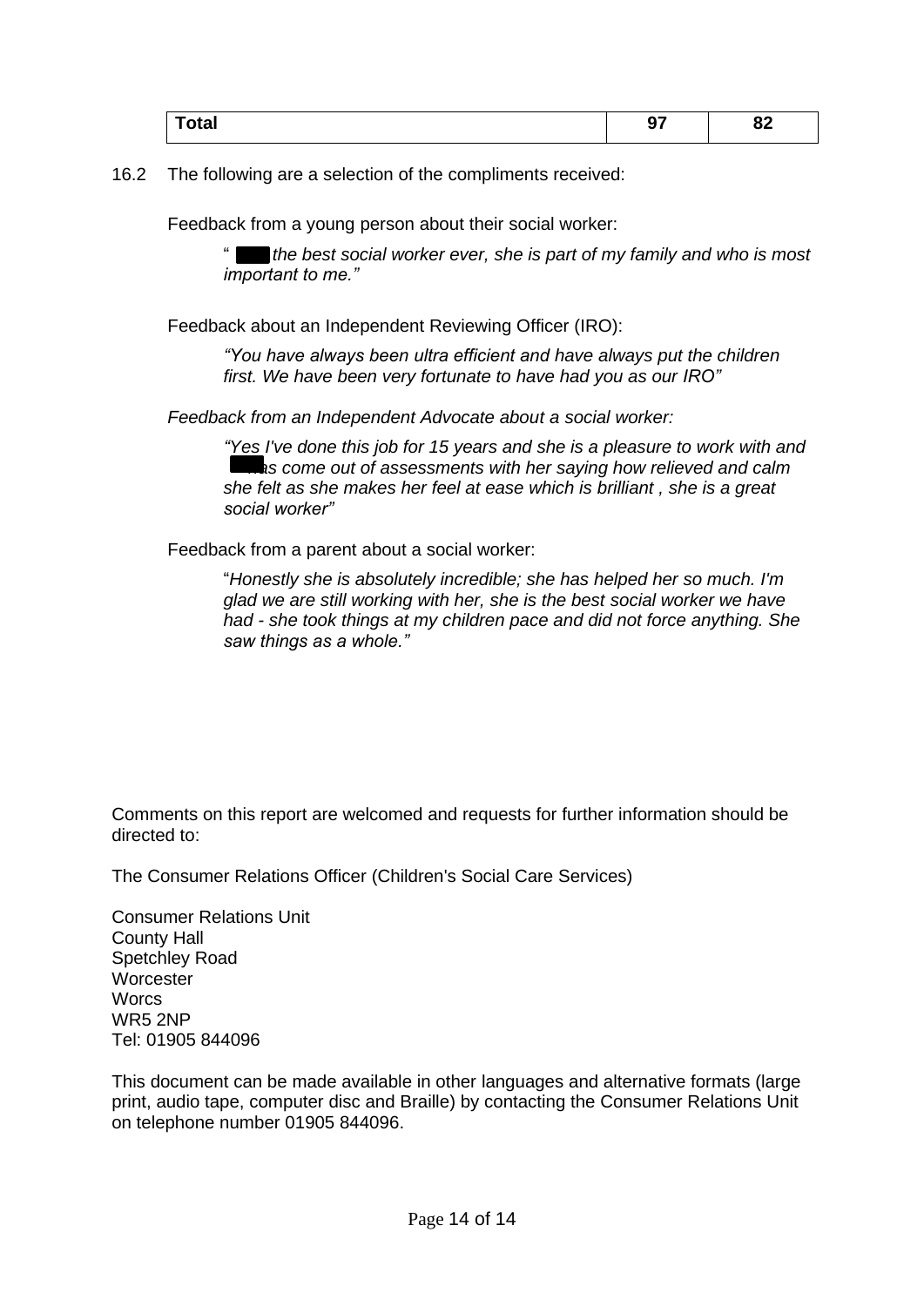| | | |
|---|---|---|
| **Total** | **97** | **82** |

16.2 The following are a selection of the compliments received:

Feedback from a young person about their social worker:

> " *the best social worker ever, she is part of my family and who is most important to me."*

Feedback about an Independent Reviewing Officer (IRO):

> *"You have always been ultra efficient and have always put the children first. We have been very fortunate to have had you as our IRO"*

*Feedback from an Independent Advocate about a social worker:*

> *"Yes I've done this job for 15 years and she is a pleasure to work with and has come out of assessments with her saying how relieved and calm she felt as she makes her feel at ease which is brilliant , she is a great social worker"*

Feedback from a parent about a social worker:

> "*Honestly she is absolutely incredible; she has helped her so much. I'm glad we are still working with her, she is the best social worker we have had - she took things at my children pace and did not force anything. She saw things as a whole."*

Comments on this report are welcomed and requests for further information should be directed to:

The Consumer Relations Officer (Children's Social Care Services)

Consumer Relations Unit
County Hall
Spetchley Road
Worcester
Worcs
WR5 2NP
Tel: 01905 844096

This document can be made available in other languages and alternative formats (large print, audio tape, computer disc and Braille) by contacting the Consumer Relations Unit on telephone number 01905 844096.